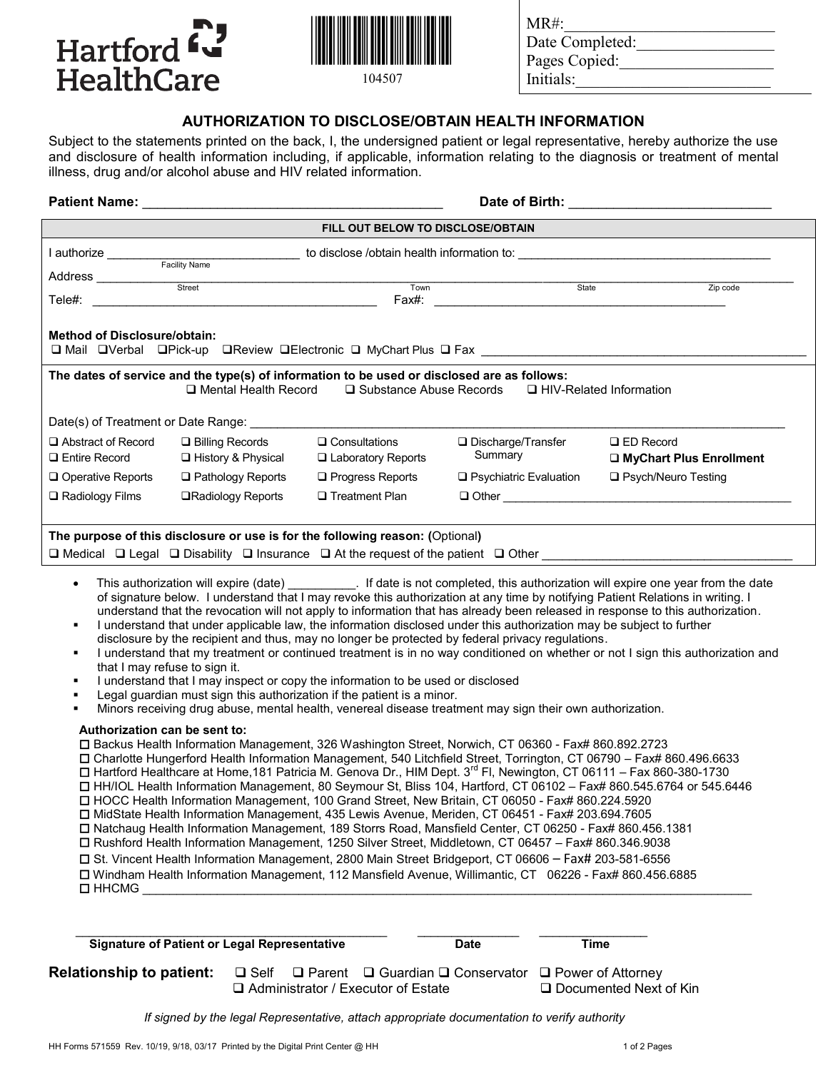Hartford HealthCare

104507

MR#:\_\_\_\_\_\_\_\_\_\_\_\_\_\_\_\_\_\_\_\_\_\_\_\_\_
Date Completed:\_\_\_\_\_\_\_\_\_\_\_\_\_\_\_\_\_
Pages Copied:\_\_\_\_\_\_\_\_\_\_\_\_\_\_\_\_\_\_
Initials:\_\_\_\_\_\_\_\_\_\_\_\_\_\_\_\_\_\_\_\_\_\_\_

## AUTHORIZATION TO DISCLOSE/OBTAIN HEALTH INFORMATION

Subject to the statements printed on the back, I, the undersigned patient or legal representative, hereby authorize the use and disclosure of health information including, if applicable, information relating to the diagnosis or treatment of mental illness, drug and/or alcohol abuse and HIV related information.

**Patient Name:** \_\_\_\_\_\_\_\_\_\_\_\_\_\_\_\_\_\_\_\_\_\_\_\_\_\_\_\_\_\_\_\_\_\_\_\_\_\_\_\_ **Date of Birth:** \_\_\_\_\_\_\_\_\_\_\_\_\_\_\_\_\_\_\_\_\_\_\_\_\_\_\_

**FILL OUT BELOW TO DISCLOSE/OBTAIN**

I authorize \_\_\_\_\_\_\_\_\_\_\_\_\_\_\_\_\_\_\_\_\_\_\_\_\_\_\_\_ (Facility Name) to disclose /obtain health information to: \_\_\_\_\_\_\_\_\_\_\_\_\_\_\_\_\_\_\_\_\_\_\_\_\_\_\_\_\_\_\_\_\_\_\_\_\_\_

Address \_\_\_\_\_\_\_\_\_\_\_\_\_\_\_\_\_\_\_\_\_\_\_\_\_\_\_\_\_\_\_\_\_\_\_\_\_\_\_\_\_\_\_\_\_\_\_\_\_\_\_\_\_\_\_\_\_\_\_\_\_\_\_\_\_\_\_\_\_\_
Street Town State Zip code

Tele#: \_\_\_\_\_\_\_\_\_\_\_\_\_\_\_\_\_\_\_\_\_\_\_\_\_\_\_\_\_\_\_\_\_\_\_\_\_\_\_\_ Fax#: \_\_\_\_\_\_\_\_\_\_\_\_\_\_\_\_\_\_\_\_\_\_\_\_\_\_\_\_\_\_\_\_\_\_\_\_\_\_\_\_\_\_\_

**Method of Disclosure/obtain:**
❑ Mail ❑ Verbal ❑ Pick-up ❑ Review ❑ Electronic ❑ MyChart Plus ❑ Fax \_\_\_\_\_\_\_\_\_\_\_\_\_\_\_\_\_\_\_\_\_\_\_\_\_\_\_\_\_\_\_\_\_\_\_\_\_\_\_\_\_\_\_\_\_\_\_

**The dates of service and the type(s) of information to be used or disclosed are as follows:**
❑ Mental Health Record ❑ Substance Abuse Records ❑ HIV-Related Information

Date(s) of Treatment or Date Range: \_\_\_\_\_\_\_\_\_\_\_\_\_\_\_\_\_\_\_\_\_\_\_\_\_\_\_\_\_\_\_\_\_\_\_\_\_\_\_\_\_\_\_\_\_\_\_\_\_\_\_\_\_\_\_\_\_\_\_\_\_\_\_\_\_\_\_\_\_\_\_\_\_\_\_\_\_\_\_

| | | | | |
|---|---|---|---|---|
| ❑ Abstract of Record | ❑ Billing Records | ❑ Consultations | ❑ Discharge/Transfer Summary | ❑ ED Record |
| ❑ Entire Record | ❑ History & Physical | ❑ Laboratory Reports | | ❑ **MyChart Plus Enrollment** |
| ❑ Operative Reports | ❑ Pathology Reports | ❑ Progress Reports | ❑ Psychiatric Evaluation | ❑ Psych/Neuro Testing |
| ❑ Radiology Films | ❑ Radiology Reports | ❑ Treatment Plan | ❑ Other \_\_\_\_\_\_\_\_\_\_\_\_\_\_\_\_\_\_\_\_\_\_\_\_\_\_\_\_\_\_\_\_\_\_\_\_\_\_\_\_\_\_\_\_\_ | |

**The purpose of this disclosure or use is for the following reason: (**Optional**)**
❑ Medical ❑ Legal ❑ Disability ❑ Insurance ❑ At the request of the patient ❑ Other \_\_\_\_\_\_\_\_\_\_\_\_\_\_\_\_\_\_\_\_\_\_\_\_\_\_\_\_\_\_\_\_\_\_\_\_\_\_

- This authorization will expire (date) \_\_\_\_\_\_\_\_\_\_. If date is not completed, this authorization will expire one year from the date of signature below. I understand that I may revoke this authorization at any time by notifying Patient Relations in writing. I understand that the revocation will not apply to information that has already been released in response to this authorization.
- I understand that under applicable law, the information disclosed under this authorization may be subject to further disclosure by the recipient and thus, may no longer be protected by federal privacy regulations.
- I understand that my treatment or continued treatment is in no way conditioned on whether or not I sign this authorization and that I may refuse to sign it.
- I understand that I may inspect or copy the information to be used or disclosed
- Legal guardian must sign this authorization if the patient is a minor.
- Minors receiving drug abuse, mental health, venereal disease treatment may sign their own authorization.

**Authorization can be sent to:**

☐ Backus Health Information Management, 326 Washington Street, Norwich, CT 06360 - Fax# 860.892.2723
☐ Charlotte Hungerford Health Information Management, 540 Litchfield Street, Torrington, CT 06790 – Fax# 860.496.6633
☐ Hartford Healthcare at Home,181 Patricia M. Genova Dr., HIM Dept. 3rd Fl, Newington, CT 06111 – Fax 860-380-1730
☐ HH/IOL Health Information Management, 80 Seymour St, Bliss 104, Hartford, CT 06102 – Fax# 860.545.6764 or 545.6446
☐ HOCC Health Information Management, 100 Grand Street, New Britain, CT 06050 - Fax# 860.224.5920
☐ MidState Health Information Management, 435 Lewis Avenue, Meriden, CT 06451 - Fax# 203.694.7605
☐ Natchaug Health Information Management, 189 Storrs Road, Mansfield Center, CT 06250 - Fax# 860.456.1381
☐ Rushford Health Information Management, 1250 Silver Street, Middletown, CT 06457 – Fax# 860.346.9038
☐ St. Vincent Health Information Management, 2800 Main Street Bridgeport, CT 06606 – Fax# 203-581-6556
☐ Windham Health Information Management, 112 Mansfield Avenue, Willimantic, CT 06226 - Fax# 860.456.6885
☐ HHCMG \_\_\_\_\_\_\_\_\_\_\_\_\_\_\_\_\_\_\_\_\_\_\_\_\_\_\_\_\_\_\_\_\_\_\_\_\_\_\_\_\_\_\_\_\_\_\_\_\_\_\_\_\_\_\_\_\_\_\_\_\_\_\_\_\_\_\_\_\_\_\_\_\_\_\_\_\_\_\_\_\_\_\_\_\_\_\_\_

\_\_\_\_\_\_\_\_\_\_\_\_\_\_\_\_\_\_\_\_\_\_\_\_\_\_\_\_\_\_\_\_\_\_\_\_\_\_\_\_\_\_\_\_\_\_ \_\_\_\_\_\_\_\_\_\_\_\_\_\_\_ \_\_\_\_\_\_\_\_\_\_\_\_\_\_\_\_
**Signature of Patient or Legal Representative** **Date** **Time**

**Relationship to patient:** ❑ Self ❑ Parent ❑ Guardian ❑ Conservator ❑ Power of Attorney ❑ Administrator / Executor of Estate ❑ Documented Next of Kin

*If signed by the legal Representative, attach appropriate documentation to verify authority*

HH Forms 571559 Rev. 10/19, 9/18, 03/17 Printed by the Digital Print Center @ HH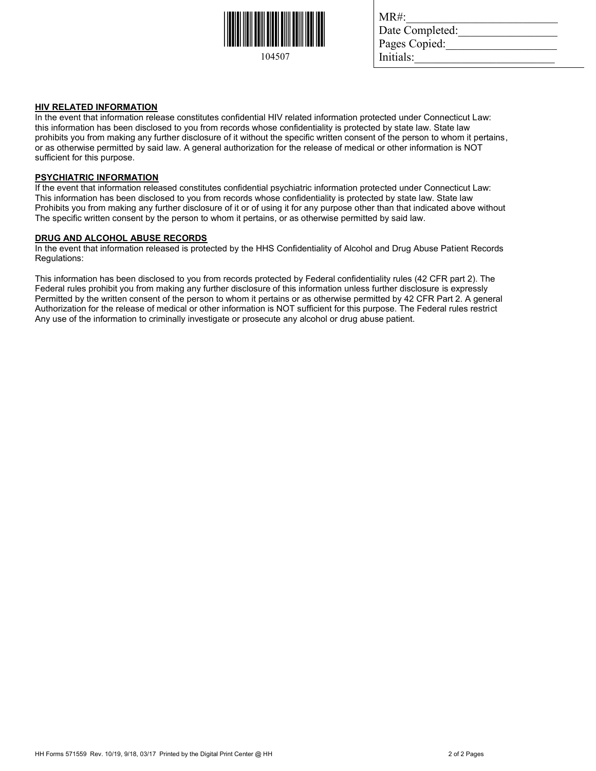104507

MR#:\_\_\_\_\_\_\_\_\_\_\_\_\_\_\_\_\_\_\_\_\_\_\_\_\_\_\_
Date Completed:\_\_\_\_\_\_\_\_\_\_\_\_\_\_\_\_\_\_
Pages Copied:\_\_\_\_\_\_\_\_\_\_\_\_\_\_\_\_\_\_\_\_
Initials:\_\_\_\_\_\_\_\_\_\_\_\_\_\_\_\_\_\_\_\_\_\_\_\_\_

**HIV RELATED INFORMATION**

In the event that information release constitutes confidential HIV related information protected under Connecticut Law: this information has been disclosed to you from records whose confidentiality is protected by state law. State law prohibits you from making any further disclosure of it without the specific written consent of the person to whom it pertains, or as otherwise permitted by said law. A general authorization for the release of medical or other information is NOT sufficient for this purpose.

**PSYCHIATRIC INFORMATION**

If the event that information released constitutes confidential psychiatric information protected under Connecticut Law: This information has been disclosed to you from records whose confidentiality is protected by state law. State law Prohibits you from making any further disclosure of it or of using it for any purpose other than that indicated above without The specific written consent by the person to whom it pertains, or as otherwise permitted by said law.

**DRUG AND ALCOHOL ABUSE RECORDS**

In the event that information released is protected by the HHS Confidentiality of Alcohol and Drug Abuse Patient Records Regulations:

This information has been disclosed to you from records protected by Federal confidentiality rules (42 CFR part 2). The Federal rules prohibit you from making any further disclosure of this information unless further disclosure is expressly Permitted by the written consent of the person to whom it pertains or as otherwise permitted by 42 CFR Part 2. A general Authorization for the release of medical or other information is NOT sufficient for this purpose. The Federal rules restrict Any use of the information to criminally investigate or prosecute any alcohol or drug abuse patient.

HH Forms 571559 Rev. 10/19, 9/18, 03/17 Printed by the Digital Print Center @ HH